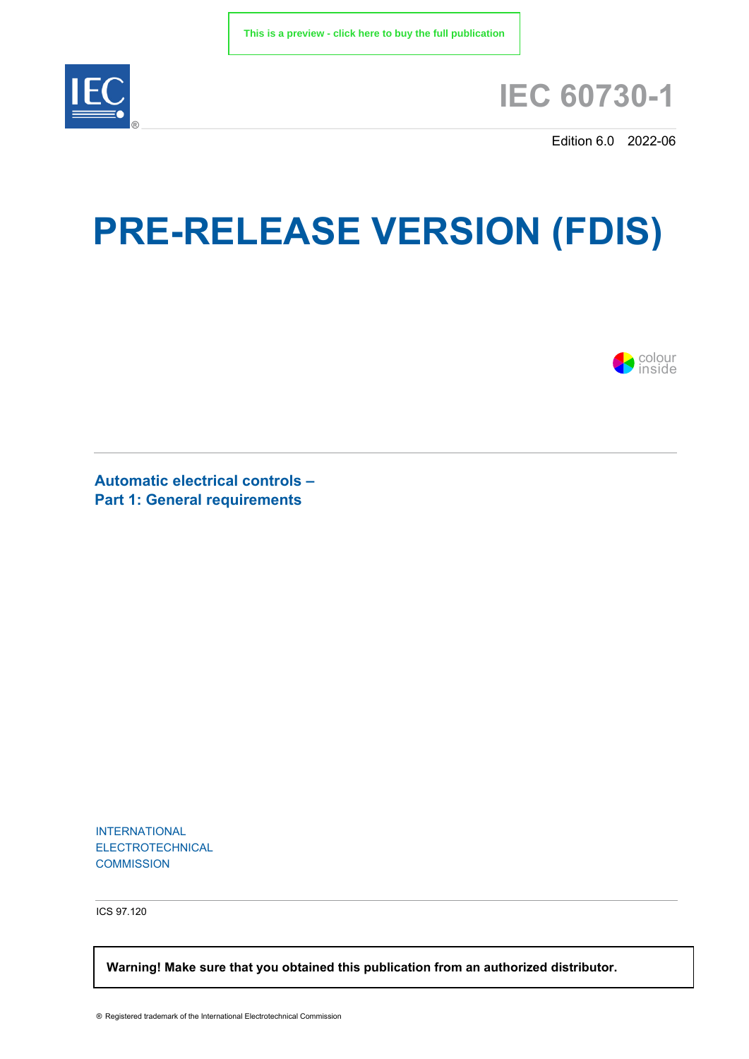This is a preview - click here to buy the full publication

# IEC 60730-1

Edition 6.0 2022-06

# PRE-RELEASE VERSION (FDIS)

colour inside

## Automatic electrical controls – Part 1: General requirements

INTERNATIONAL
ELECTROTECHNICAL
COMMISSION

ICS 97.120

**Warning! Make sure that you obtained this publication from an authorized distributor.**

® Registered trademark of the International Electrotechnical Commission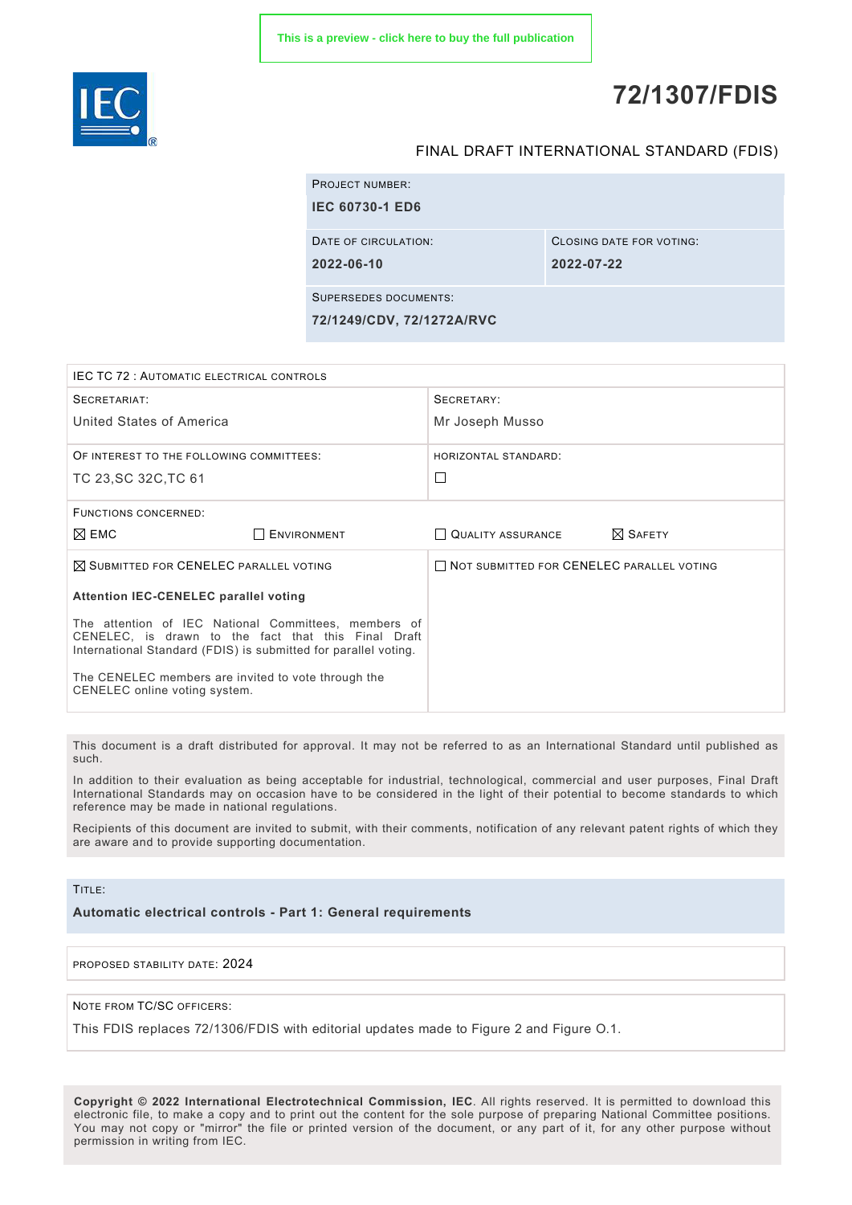This is a preview - click here to buy the full publication

# 72/1307/FDIS

FINAL DRAFT INTERNATIONAL STANDARD (FDIS)

| PROJECT NUMBER: | |
|---|---|
| **IEC 60730-1 ED6** | |
| DATE OF CIRCULATION: | CLOSING DATE FOR VOTING: |
| **2022-06-10** | **2022-07-22** |
| SUPERSEDES DOCUMENTS: | |
| **72/1249/CDV, 72/1272A/RVC** | |

| IEC TC 72 : AUTOMATIC ELECTRICAL CONTROLS | | | |
|---|---|---|---|
| SECRETARIAT: United States of America | | SECRETARY: Mr Joseph Musso | |
| OF INTEREST TO THE FOLLOWING COMMITTEES: TC 23,SC 32C,TC 61 | | HORIZONTAL STANDARD: ☐ | |
| FUNCTIONS CONCERNED: | | | |
| ☒ EMC | ☐ ENVIRONMENT | ☐ QUALITY ASSURANCE | ☒ SAFETY |
| ☒ SUBMITTED FOR CENELEC PARALLEL VOTING | | ☐ NOT SUBMITTED FOR CENELEC PARALLEL VOTING | |

**Attention IEC-CENELEC parallel voting**

The attention of IEC National Committees, members of CENELEC, is drawn to the fact that this Final Draft International Standard (FDIS) is submitted for parallel voting.

The CENELEC members are invited to vote through the CENELEC online voting system.

This document is a draft distributed for approval. It may not be referred to as an International Standard until published as such.

In addition to their evaluation as being acceptable for industrial, technological, commercial and user purposes, Final Draft International Standards may on occasion have to be considered in the light of their potential to become standards to which reference may be made in national regulations.

Recipients of this document are invited to submit, with their comments, notification of any relevant patent rights of which they are aware and to provide supporting documentation.

TITLE:

**Automatic electrical controls - Part 1: General requirements**

PROPOSED STABILITY DATE: 2024

NOTE FROM TC/SC OFFICERS:

This FDIS replaces 72/1306/FDIS with editorial updates made to Figure 2 and Figure O.1.

**Copyright © 2022 International Electrotechnical Commission, IEC**. All rights reserved. It is permitted to download this electronic file, to make a copy and to print out the content for the sole purpose of preparing National Committee positions. You may not copy or "mirror" the file or printed version of the document, or any part of it, for any other purpose without permission in writing from IEC.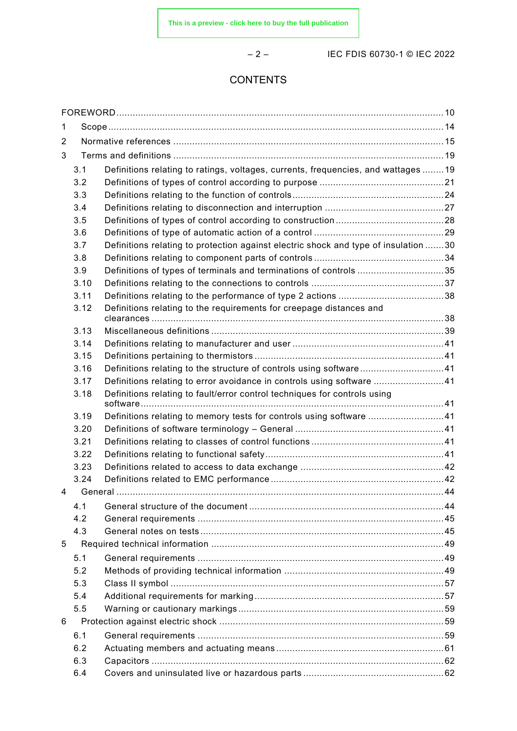# CONTENTS

FOREWORD .......... 10

1 Scope .......... 14

2 Normative references .......... 15

3 Terms and definitions .......... 19

- 3.1 Definitions relating to ratings, voltages, currents, frequencies, and wattages .......... 19
- 3.2 Definitions of types of control according to purpose .......... 21
- 3.3 Definitions relating to the function of controls .......... 24
- 3.4 Definitions relating to disconnection and interruption .......... 27
- 3.5 Definitions of types of control according to construction .......... 28
- 3.6 Definitions of type of automatic action of a control .......... 29
- 3.7 Definitions relating to protection against electric shock and type of insulation .......... 30
- 3.8 Definitions relating to component parts of controls .......... 34
- 3.9 Definitions of types of terminals and terminations of controls .......... 35
- 3.10 Definitions relating to the connections to controls .......... 37
- 3.11 Definitions relating to the performance of type 2 actions .......... 38
- 3.12 Definitions relating to the requirements for creepage distances and clearances .......... 38
- 3.13 Miscellaneous definitions .......... 39
- 3.14 Definitions relating to manufacturer and user .......... 41
- 3.15 Definitions pertaining to thermistors .......... 41
- 3.16 Definitions relating to the structure of controls using software .......... 41
- 3.17 Definitions relating to error avoidance in controls using software .......... 41
- 3.18 Definitions relating to fault/error control techniques for controls using software .......... 41
- 3.19 Definitions relating to memory tests for controls using software .......... 41
- 3.20 Definitions of software terminology – General .......... 41
- 3.21 Definitions relating to classes of control functions .......... 41
- 3.22 Definitions relating to functional safety .......... 41
- 3.23 Definitions related to access to data exchange .......... 42
- 3.24 Definitions related to EMC performance .......... 42

4 General .......... 44

- 4.1 General structure of the document .......... 44
- 4.2 General requirements .......... 45
- 4.3 General notes on tests .......... 45

5 Required technical information .......... 49

- 5.1 General requirements .......... 49
- 5.2 Methods of providing technical information .......... 49
- 5.3 Class II symbol .......... 57
- 5.4 Additional requirements for marking .......... 57
- 5.5 Warning or cautionary markings .......... 59

6 Protection against electric shock .......... 59

- 6.1 General requirements .......... 59
- 6.2 Actuating members and actuating means .......... 61
- 6.3 Capacitors .......... 62
- 6.4 Covers and uninsulated live or hazardous parts .......... 62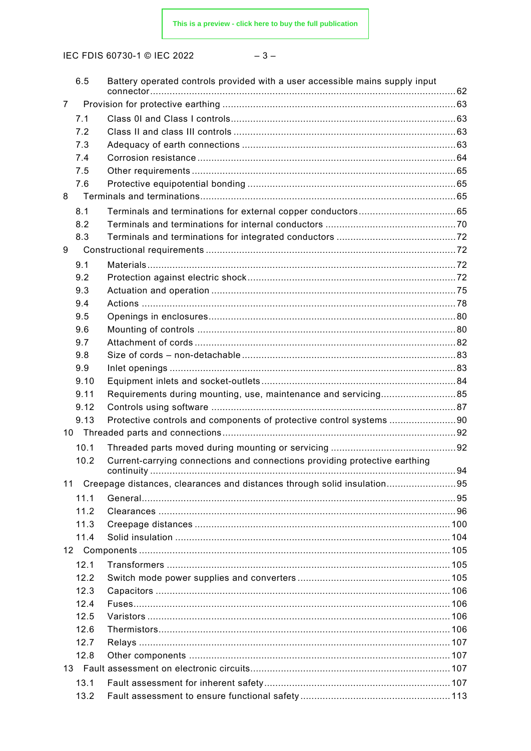6.5 Battery operated controls provided with a user accessible mains supply input connector ............ 62

7 Provision for protective earthing ............ 63

7.1 Class 0I and Class I controls ............ 63

7.2 Class II and class III controls ............ 63

7.3 Adequacy of earth connections ............ 63

7.4 Corrosion resistance ............ 64

7.5 Other requirements ............ 65

7.6 Protective equipotential bonding ............ 65

8 Terminals and terminations ............ 65

8.1 Terminals and terminations for external copper conductors ............ 65

8.2 Terminals and terminations for internal conductors ............ 70

8.3 Terminals and terminations for integrated conductors ............ 72

9 Constructional requirements ............ 72

9.1 Materials ............ 72

9.2 Protection against electric shock ............ 72

9.3 Actuation and operation ............ 75

9.4 Actions ............ 78

9.5 Openings in enclosures ............ 80

9.6 Mounting of controls ............ 80

9.7 Attachment of cords ............ 82

9.8 Size of cords – non-detachable ............ 83

9.9 Inlet openings ............ 83

9.10 Equipment inlets and socket-outlets ............ 84

9.11 Requirements during mounting, use, maintenance and servicing ............ 85

9.12 Controls using software ............ 87

9.13 Protective controls and components of protective control systems ............ 90

10 Threaded parts and connections ............ 92

10.1 Threaded parts moved during mounting or servicing ............ 92

10.2 Current-carrying connections and connections providing protective earthing continuity ............ 94

11 Creepage distances, clearances and distances through solid insulation ............ 95

11.1 General ............ 95

11.2 Clearances ............ 96

11.3 Creepage distances ............ 100

11.4 Solid insulation ............ 104

12 Components ............ 105

12.1 Transformers ............ 105

12.2 Switch mode power supplies and converters ............ 105

12.3 Capacitors ............ 106

12.4 Fuses ............ 106

12.5 Varistors ............ 106

12.6 Thermistors ............ 106

12.7 Relays ............ 107

12.8 Other components ............ 107

13 Fault assessment on electronic circuits ............ 107

13.1 Fault assessment for inherent safety ............ 107

13.2 Fault assessment to ensure functional safety ............ 113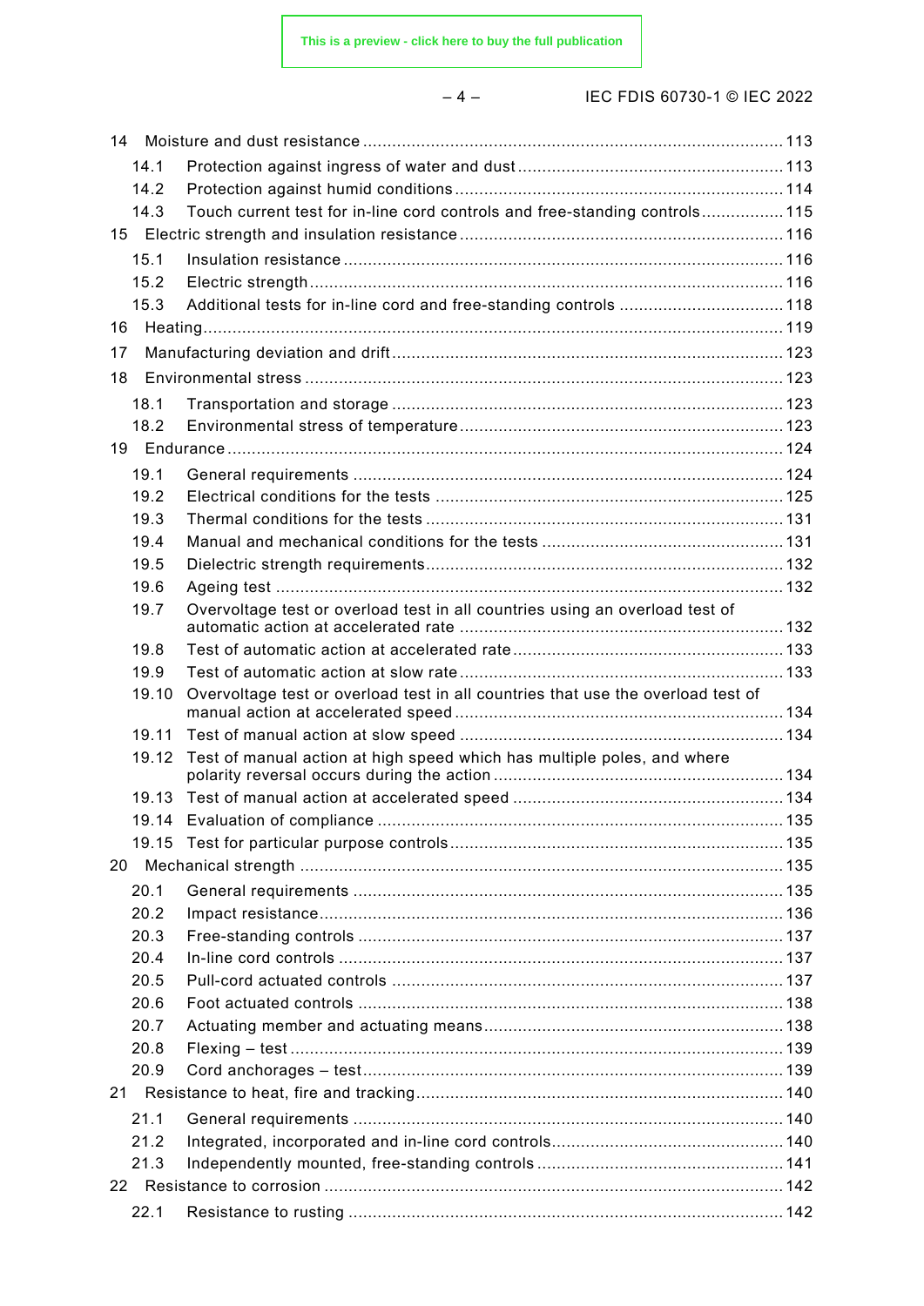14 Moisture and dust resistance ........................................................................................ 113
 14.1 Protection against ingress of water and dust ....................................................... 113
 14.2 Protection against humid conditions .................................................................... 114
 14.3 Touch current test for in-line cord controls and free-standing controls ................. 115
15 Electric strength and insulation resistance .................................................................. 116
 15.1 Insulation resistance ........................................................................................... 116
 15.2 Electric strength .................................................................................................. 116
 15.3 Additional tests for in-line cord and free-standing controls .................................. 118
16 Heating ........................................................................................................................ 119
17 Manufacturing deviation and drift ................................................................................ 123
18 Environmental stress ................................................................................................... 123
 18.1 Transportation and storage ................................................................................ 123
 18.2 Environmental stress of temperature .................................................................. 123
19 Endurance ................................................................................................................... 124
 19.1 General requirements ......................................................................................... 124
 19.2 Electrical conditions for the tests ........................................................................ 125
 19.3 Thermal conditions for the tests .......................................................................... 131
 19.4 Manual and mechanical conditions for the tests .................................................. 131
 19.5 Dielectric strength requirements .......................................................................... 132
 19.6 Ageing test ........................................................................................................ 132
 19.7 Overvoltage test or overload test in all countries using an overload test of automatic action at accelerated rate ................................................................... 132
 19.8 Test of automatic action at accelerated rate ........................................................ 133
 19.9 Test of automatic action at slow rate .................................................................. 133
 19.10 Overvoltage test or overload test in all countries that use the overload test of manual action at accelerated speed .................................................................... 134
 19.11 Test of manual action at slow speed ................................................................... 134
 19.12 Test of manual action at high speed which has multiple poles, and where polarity reversal occurs during the action ............................................................ 134
 19.13 Test of manual action at accelerated speed ........................................................ 134
 19.14 Evaluation of compliance ................................................................................... 135
 19.15 Test for particular purpose controls .................................................................... 135
20 Mechanical strength .................................................................................................... 135
 20.1 General requirements ......................................................................................... 135
 20.2 Impact resistance ............................................................................................... 136
 20.3 Free-standing controls ....................................................................................... 137
 20.4 In-line cord controls ........................................................................................... 137
 20.5 Pull-cord actuated controls ................................................................................ 137
 20.6 Foot actuated controls ....................................................................................... 138
 20.7 Actuating member and actuating means ............................................................. 138
 20.8 Flexing – test ..................................................................................................... 139
 20.9 Cord anchorages – test ...................................................................................... 139
21 Resistance to heat, fire and tracking ............................................................................ 140
 21.1 General requirements ......................................................................................... 140
 21.2 Integrated, incorporated and in-line cord controls ................................................ 140
 21.3 Independently mounted, free-standing controls ................................................... 141
22 Resistance to corrosion ............................................................................................... 142
 22.1 Resistance to rusting ......................................................................................... 142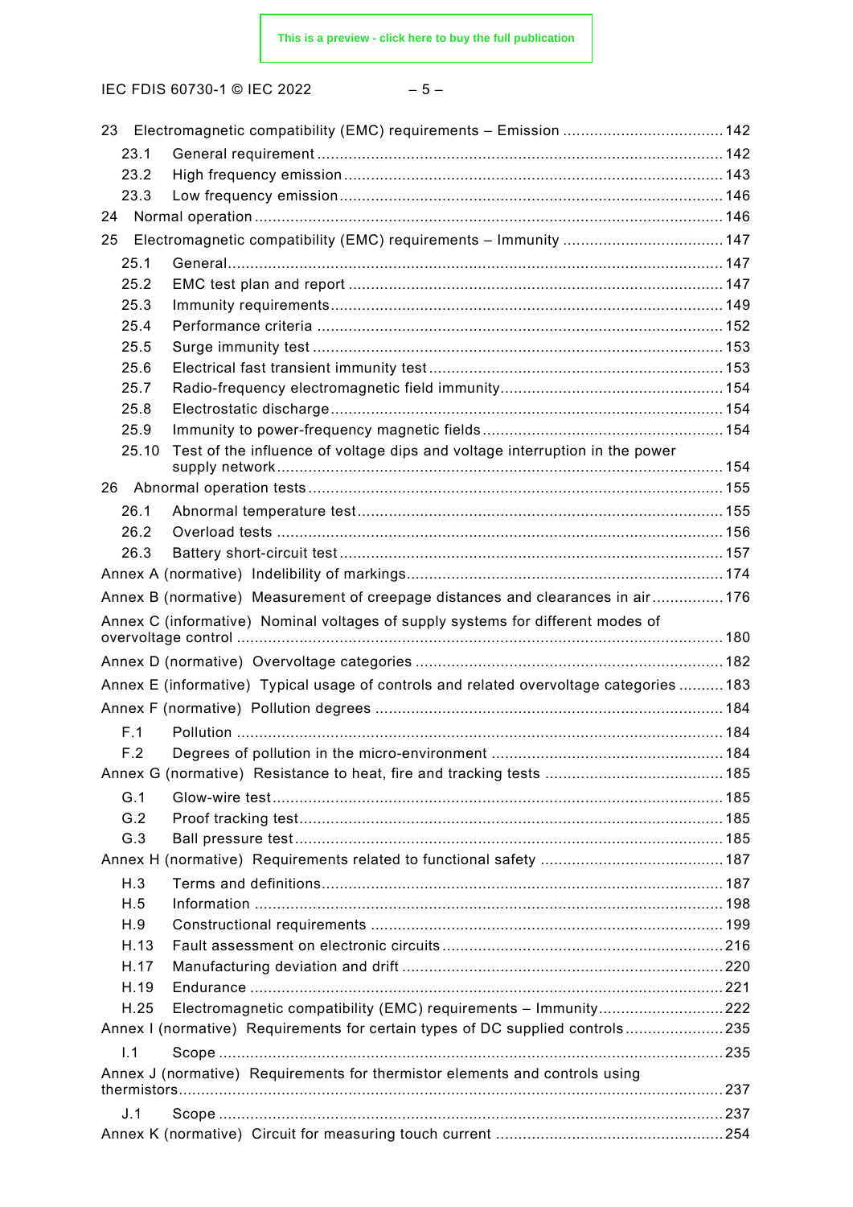23 Electromagnetic compatibility (EMC) requirements – Emission .................................... 142

23.1 General requirement ........................................................................................... 142

23.2 High frequency emission ..................................................................................... 143

23.3 Low frequency emission ...................................................................................... 146

24 Normal operation ........................................................................................................ 146

25 Electromagnetic compatibility (EMC) requirements – Immunity .................................... 147

25.1 General ............................................................................................................... 147

25.2 EMC test plan and report .................................................................................... 147

25.3 Immunity requirements ........................................................................................ 149

25.4 Performance criteria ........................................................................................... 152

25.5 Surge immunity test ............................................................................................ 153

25.6 Electrical fast transient immunity test .................................................................. 153

25.7 Radio-frequency electromagnetic field immunity .................................................. 154

25.8 Electrostatic discharge ........................................................................................ 154

25.9 Immunity to power-frequency magnetic fields ...................................................... 154

25.10 Test of the influence of voltage dips and voltage interruption in the power supply network .................................................................................................... 154

26 Abnormal operation tests ............................................................................................ 155

26.1 Abnormal temperature test .................................................................................. 155

26.2 Overload tests .................................................................................................... 156

26.3 Battery short-circuit test ..................................................................................... 157

Annex A (normative) Indelibility of markings ...................................................................... 174

Annex B (normative) Measurement of creepage distances and clearances in air ................ 176

Annex C (informative) Nominal voltages of supply systems for different modes of overvoltage control ............................................................................................................ 180

Annex D (normative) Overvoltage categories .................................................................... 182

Annex E (informative) Typical usage of controls and related overvoltage categories .......... 183

Annex F (normative) Pollution degrees ............................................................................. 184

F.1 Pollution ............................................................................................................ 184

F.2 Degrees of pollution in the micro-environment .................................................... 184

Annex G (normative) Resistance to heat, fire and tracking tests ........................................ 185

G.1 Glow-wire test .................................................................................................... 185

G.2 Proof tracking test .............................................................................................. 185

G.3 Ball pressure test ............................................................................................... 185

Annex H (normative) Requirements related to functional safety ......................................... 187

H.3 Terms and definitions .......................................................................................... 187

H.5 Information ........................................................................................................ 198

H.9 Constructional requirements .............................................................................. 199

H.13 Fault assessment on electronic circuits ............................................................... 216

H.17 Manufacturing deviation and drift ....................................................................... 220

H.19 Endurance ......................................................................................................... 221

H.25 Electromagnetic compatibility (EMC) requirements – Immunity ............................ 222

Annex I (normative) Requirements for certain types of DC supplied controls ...................... 235

I.1 Scope ................................................................................................................ 235

Annex J (normative) Requirements for thermistor elements and controls using thermistors ......................................................................................................................... 237

J.1 Scope ................................................................................................................ 237

Annex K (normative) Circuit for measuring touch current ................................................... 254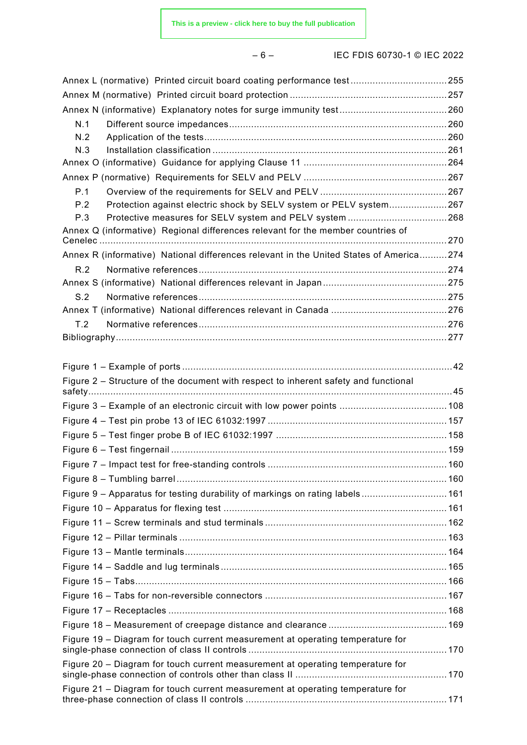Annex L (normative) Printed circuit board coating performance test .................................. 255

Annex M (normative) Printed circuit board protection ......................................................... 257

Annex N (informative) Explanatory notes for surge immunity test ....................................... 260

N.1 Different source impedances ............................................................................... 260

N.2 Application of the tests ........................................................................................ 260

N.3 Installation classification ..................................................................................... 261

Annex O (informative) Guidance for applying Clause 11 .................................................... 264

Annex P (normative) Requirements for SELV and PELV .................................................... 267

P.1 Overview of the requirements for SELV and PELV .............................................. 267

P.2 Protection against electric shock by SELV system or PELV system ..................... 267

P.3 Protective measures for SELV system and PELV system .................................... 268

Annex Q (informative) Regional differences relevant for the member countries of Cenelec ............................................................................................................................. 270

Annex R (informative) National differences relevant in the United States of America .......... 274

R.2 Normative references .......................................................................................... 274

Annex S (informative) National differences relevant in Japan ............................................. 275

S.2 Normative references .......................................................................................... 275

Annex T (informative) National differences relevant in Canada .......................................... 276

T.2 Normative references .......................................................................................... 276

Bibliography ....................................................................................................................... 277

Figure 1 – Example of ports .................................................................................................. 42

Figure 2 – Structure of the document with respect to inherent safety and functional safety .................................................................................................................................... 45

Figure 3 – Example of an electronic circuit with low power points ....................................... 108

Figure 4 – Test pin probe 13 of IEC 61032:1997 ................................................................. 157

Figure 5 – Test finger probe B of IEC 61032:1997 .............................................................. 158

Figure 6 – Test fingernail .................................................................................................... 159

Figure 7 – Impact test for free-standing controls ................................................................. 160

Figure 8 – Tumbling barrel .................................................................................................. 160

Figure 9 – Apparatus for testing durability of markings on rating labels ............................... 161

Figure 10 – Apparatus for flexing test ................................................................................. 161

Figure 11 – Screw terminals and stud terminals .................................................................. 162

Figure 12 – Pillar terminals ................................................................................................. 163

Figure 13 – Mantle terminals ............................................................................................... 164

Figure 14 – Saddle and lug terminals .................................................................................. 165

Figure 15 – Tabs ................................................................................................................. 166

Figure 16 – Tabs for non-reversible connectors .................................................................. 167

Figure 17 – Receptacles ..................................................................................................... 168

Figure 18 – Measurement of creepage distance and clearance ........................................... 169

Figure 19 – Diagram for touch current measurement at operating temperature for single-phase connection of class II controls ........................................................................ 170

Figure 20 – Diagram for touch current measurement at operating temperature for single-phase connection of controls other than class II ...................................................... 170

Figure 21 – Diagram for touch current measurement at operating temperature for three-phase connection of class II controls ......................................................................... 171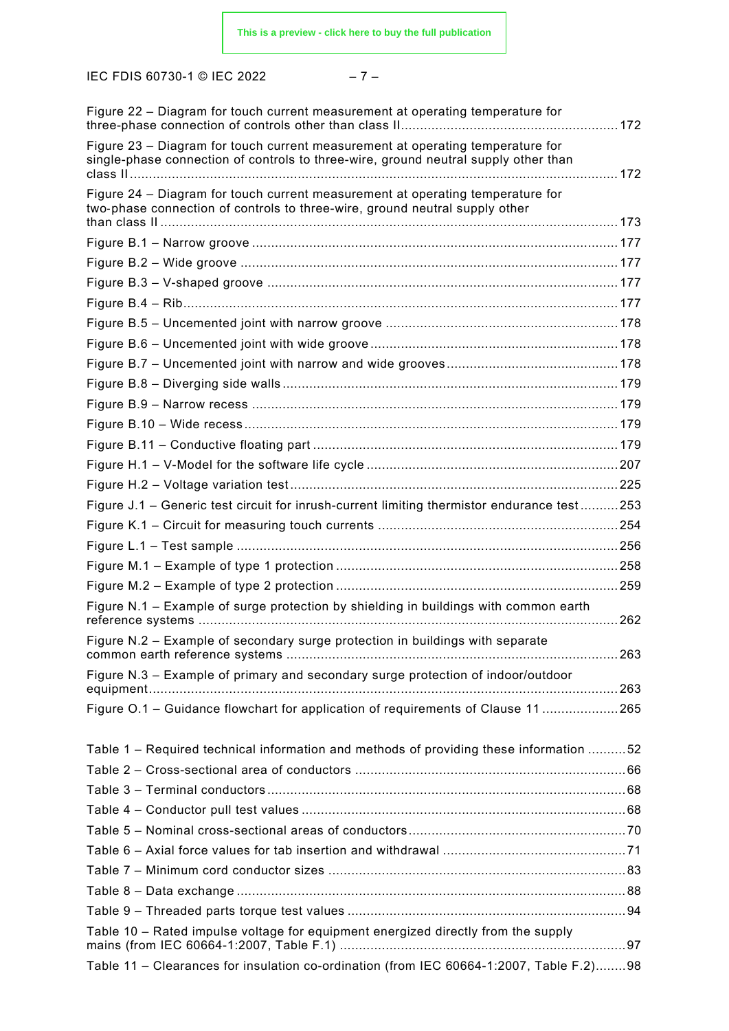Figure 22 – Diagram for touch current measurement at operating temperature for three-phase connection of controls other than class II ........................................................ 172

Figure 23 – Diagram for touch current measurement at operating temperature for single-phase connection of controls to three-wire, ground neutral supply other than class II ............................................................................................................................ 172

Figure 24 – Diagram for touch current measurement at operating temperature for two-phase connection of controls to three-wire, ground neutral supply other than class II .................................................................................................................... 173

Figure B.1 – Narrow groove ............................................................................................... 177

Figure B.2 – Wide groove .................................................................................................. 177

Figure B.3 – V-shaped groove ........................................................................................... 177

Figure B.4 – Rib ................................................................................................................ 177

Figure B.5 – Uncemented joint with narrow groove ............................................................ 178

Figure B.6 – Uncemented joint with wide groove ................................................................ 178

Figure B.7 – Uncemented joint with narrow and wide grooves ............................................ 178

Figure B.8 – Diverging side walls ....................................................................................... 179

Figure B.9 – Narrow recess ............................................................................................... 179

Figure B.10 – Wide recess ................................................................................................. 179

Figure B.11 – Conductive floating part ............................................................................... 179

Figure H.1 – V-Model for the software life cycle ................................................................. 207

Figure H.2 – Voltage variation test ..................................................................................... 225

Figure J.1 – Generic test circuit for inrush-current limiting thermistor endurance test .......... 253

Figure K.1 – Circuit for measuring touch currents ............................................................... 254

Figure L.1 – Test sample ................................................................................................... 256

Figure M.1 – Example of type 1 protection ......................................................................... 258

Figure M.2 – Example of type 2 protection ......................................................................... 259

Figure N.1 – Example of surge protection by shielding in buildings with common earth reference systems ............................................................................................................. 262

Figure N.2 – Example of secondary surge protection in buildings with separate common earth reference systems ...................................................................................... 263

Figure N.3 – Example of primary and secondary surge protection of indoor/outdoor equipment ........................................................................................................................ 263

Figure O.1 – Guidance flowchart for application of requirements of Clause 11 .................... 265

Table 1 – Required technical information and methods of providing these information .......... 52

Table 2 – Cross-sectional area of conductors ...................................................................... 66

Table 3 – Terminal conductors ............................................................................................. 68

Table 4 – Conductor pull test values .................................................................................... 68

Table 5 – Nominal cross-sectional areas of conductors ........................................................ 70

Table 6 – Axial force values for tab insertion and withdrawal ............................................... 71

Table 7 – Minimum cord conductor sizes ............................................................................. 83

Table 8 – Data exchange ..................................................................................................... 88

Table 9 – Threaded parts torque test values ........................................................................ 94

Table 10 – Rated impulse voltage for equipment energized directly from the supply mains (from IEC 60664-1:2007, Table F.1) ........................................................................... 97

Table 11 – Clearances for insulation co-ordination (from IEC 60664-1:2007, Table F.2) ........ 98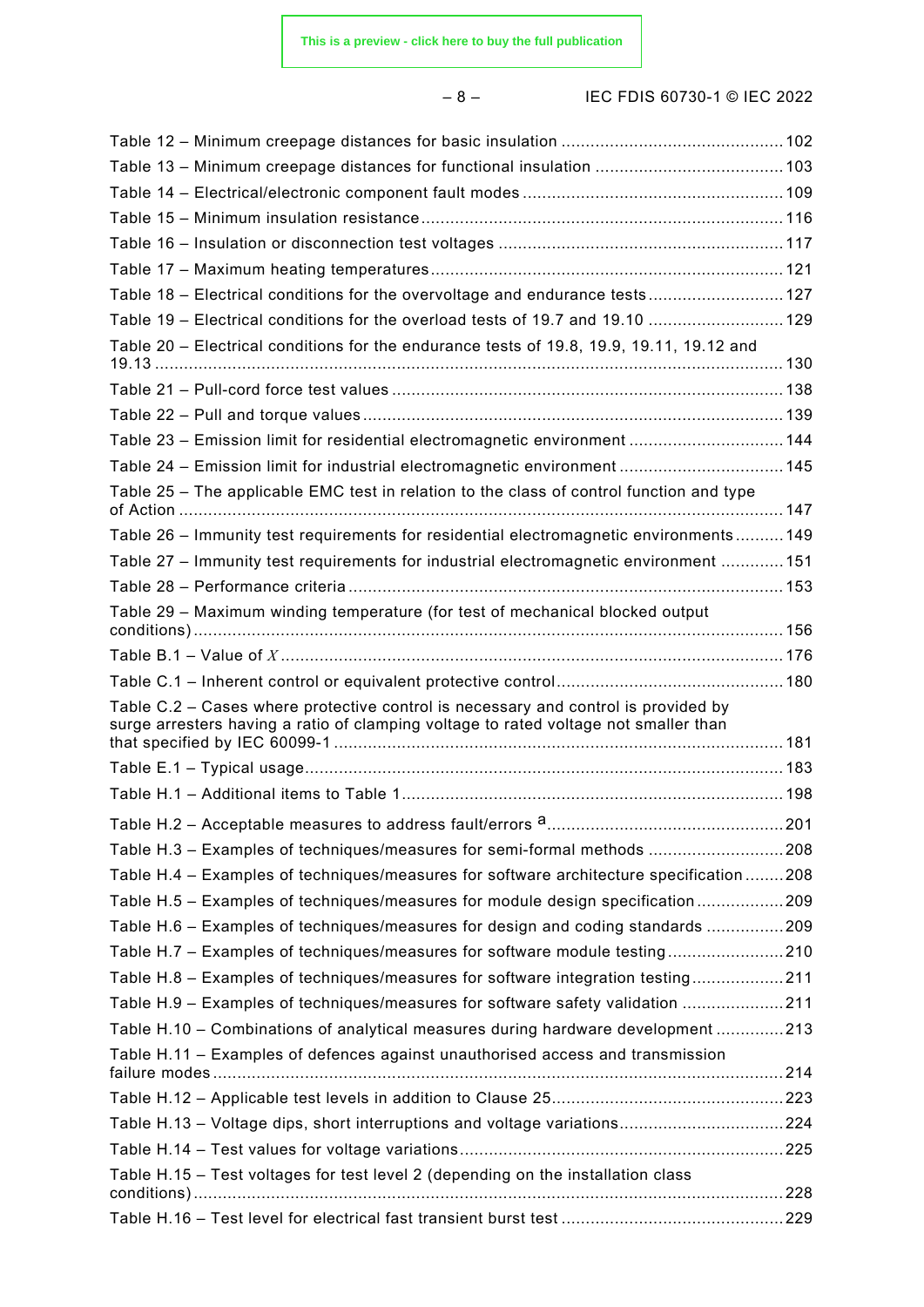Table 12 – Minimum creepage distances for basic insulation ............................................. 102

Table 13 – Minimum creepage distances for functional insulation ....................................... 103

Table 14 – Electrical/electronic component fault modes ..................................................... 109

Table 15 – Minimum insulation resistance .......................................................................... 116

Table 16 – Insulation or disconnection test voltages .......................................................... 117

Table 17 – Maximum heating temperatures ........................................................................ 121

Table 18 – Electrical conditions for the overvoltage and endurance tests ............................ 127

Table 19 – Electrical conditions for the overload tests of 19.7 and 19.10 ............................ 129

Table 20 – Electrical conditions for the endurance tests of 19.8, 19.9, 19.11, 19.12 and 19.13 ................................................................................................................................ 130

Table 21 – Pull-cord force test values ................................................................................ 138

Table 22 – Pull and torque values ...................................................................................... 139

Table 23 – Emission limit for residential electromagnetic environment ................................ 144

Table 24 – Emission limit for industrial electromagnetic environment .................................. 145

Table 25 – The applicable EMC test in relation to the class of control function and type of Action ........................................................................................................................... 147

Table 26 – Immunity test requirements for residential electromagnetic environments .......... 149

Table 27 – Immunity test requirements for industrial electromagnetic environment ............. 151

Table 28 – Performance criteria ......................................................................................... 153

Table 29 – Maximum winding temperature (for test of mechanical blocked output conditions) ........................................................................................................................ 156

Table B.1 – Value of $X$ ....................................................................................................... 176

Table C.1 – Inherent control or equivalent protective control .............................................. 180

Table C.2 – Cases where protective control is necessary and control is provided by surge arresters having a ratio of clamping voltage to rated voltage not smaller than that specified by IEC 60099-1 ............................................................................................ 181

Table E.1 – Typical usage .................................................................................................. 183

Table H.1 – Additional items to Table 1 .............................................................................. 198

Table H.2 – Acceptable measures to address fault/errors [a] ................................................ 201

Table H.3 – Examples of techniques/measures for semi-formal methods ............................ 208

Table H.4 – Examples of techniques/measures for software architecture specification ........ 208

Table H.5 – Examples of techniques/measures for module design specification .................. 209

Table H.6 – Examples of techniques/measures for design and coding standards ................ 209

Table H.7 – Examples of techniques/measures for software module testing ........................ 210

Table H.8 – Examples of techniques/measures for software integration testing ................... 211

Table H.9 – Examples of techniques/measures for software safety validation ..................... 211

Table H.10 – Combinations of analytical measures during hardware development .............. 213

Table H.11 – Examples of defences against unauthorised access and transmission failure modes ..................................................................................................................... 214

Table H.12 – Applicable test levels in addition to Clause 25 ................................................ 223

Table H.13 – Voltage dips, short interruptions and voltage variations .................................. 224

Table H.14 – Test values for voltage variations .................................................................. 225

Table H.15 – Test voltages for test level 2 (depending on the installation class conditions) ........................................................................................................................ 228

Table H.16 – Test level for electrical fast transient burst test .............................................. 229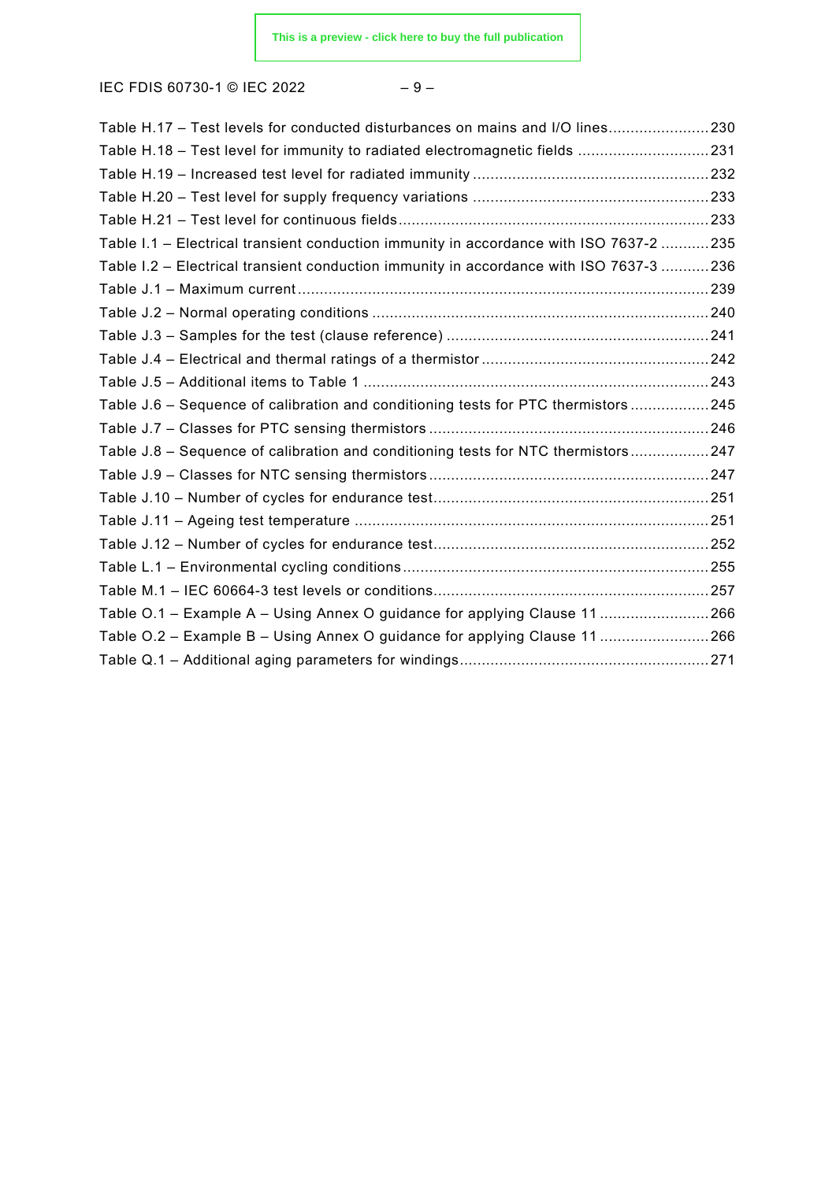Table H.17 – Test levels for conducted disturbances on mains and I/O lines....................... 230
Table H.18 – Test level for immunity to radiated electromagnetic fields ............................. 231
Table H.19 – Increased test level for radiated immunity ..................................................... 232
Table H.20 – Test level for supply frequency variations ..................................................... 233
Table H.21 – Test level for continuous fields...................................................................... 233
Table I.1 – Electrical transient conduction immunity in accordance with ISO 7637-2 ........... 235
Table I.2 – Electrical transient conduction immunity in accordance with ISO 7637-3 ........... 236
Table J.1 – Maximum current............................................................................................ 239
Table J.2 – Normal operating conditions ............................................................................ 240
Table J.3 – Samples for the test (clause reference) ........................................................... 241
Table J.4 – Electrical and thermal ratings of a thermistor ................................................... 242
Table J.5 – Additional items to Table 1 .............................................................................. 243
Table J.6 – Sequence of calibration and conditioning tests for PTC thermistors .................. 245
Table J.7 – Classes for PTC sensing thermistors ............................................................... 246
Table J.8 – Sequence of calibration and conditioning tests for NTC thermistors .................. 247
Table J.9 – Classes for NTC sensing thermistors ............................................................... 247
Table J.10 – Number of cycles for endurance test.............................................................. 251
Table J.11 – Ageing test temperature ................................................................................ 251
Table J.12 – Number of cycles for endurance test.............................................................. 252
Table L.1 – Environmental cycling conditions ..................................................................... 255
Table M.1 – IEC 60664-3 test levels or conditions.............................................................. 257
Table O.1 – Example A – Using Annex O guidance for applying Clause 11 ......................... 266
Table O.2 – Example B – Using Annex O guidance for applying Clause 11 ......................... 266
Table Q.1 – Additional aging parameters for windings........................................................ 271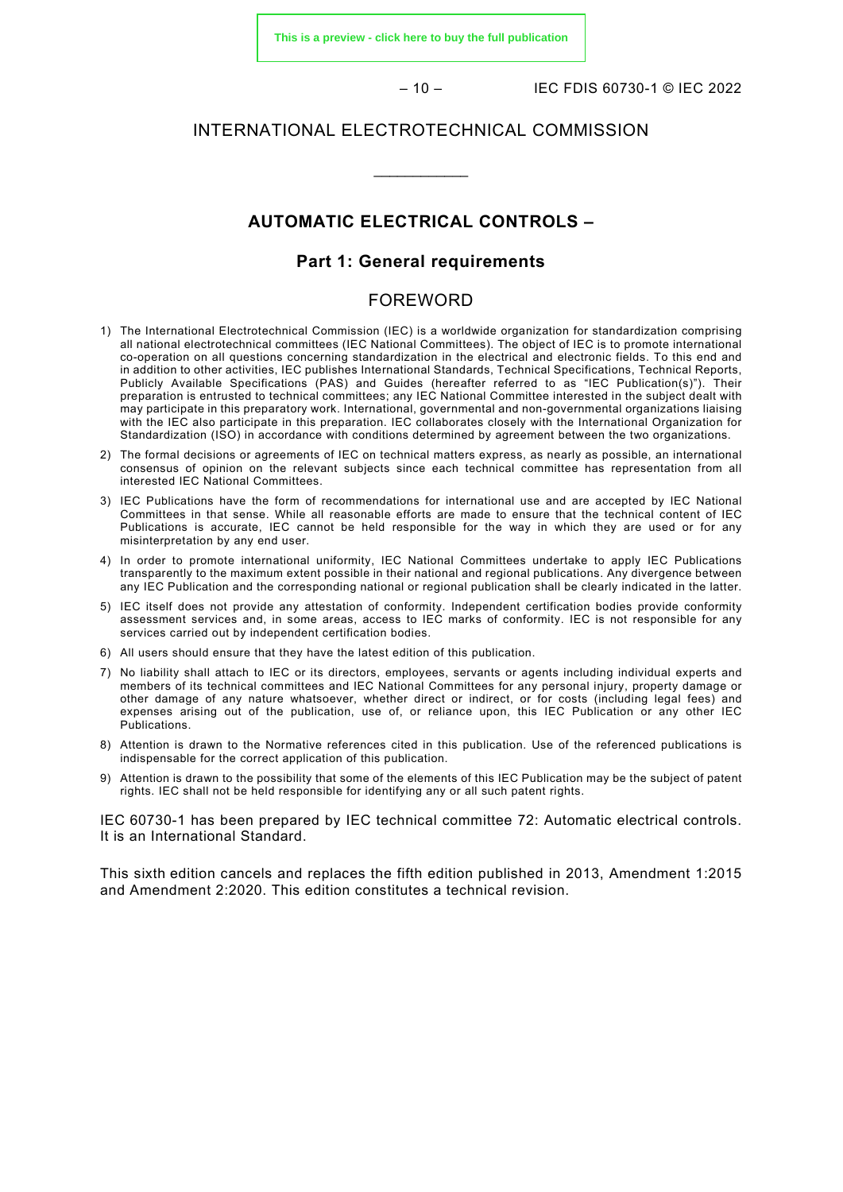# INTERNATIONAL ELECTROTECHNICAL COMMISSION

____________

## AUTOMATIC ELECTRICAL CONTROLS –

### Part 1: General requirements

## FOREWORD

1) The International Electrotechnical Commission (IEC) is a worldwide organization for standardization comprising all national electrotechnical committees (IEC National Committees). The object of IEC is to promote international co-operation on all questions concerning standardization in the electrical and electronic fields. To this end and in addition to other activities, IEC publishes International Standards, Technical Specifications, Technical Reports, Publicly Available Specifications (PAS) and Guides (hereafter referred to as "IEC Publication(s)"). Their preparation is entrusted to technical committees; any IEC National Committee interested in the subject dealt with may participate in this preparatory work. International, governmental and non-governmental organizations liaising with the IEC also participate in this preparation. IEC collaborates closely with the International Organization for Standardization (ISO) in accordance with conditions determined by agreement between the two organizations.

2) The formal decisions or agreements of IEC on technical matters express, as nearly as possible, an international consensus of opinion on the relevant subjects since each technical committee has representation from all interested IEC National Committees.

3) IEC Publications have the form of recommendations for international use and are accepted by IEC National Committees in that sense. While all reasonable efforts are made to ensure that the technical content of IEC Publications is accurate, IEC cannot be held responsible for the way in which they are used or for any misinterpretation by any end user.

4) In order to promote international uniformity, IEC National Committees undertake to apply IEC Publications transparently to the maximum extent possible in their national and regional publications. Any divergence between any IEC Publication and the corresponding national or regional publication shall be clearly indicated in the latter.

5) IEC itself does not provide any attestation of conformity. Independent certification bodies provide conformity assessment services and, in some areas, access to IEC marks of conformity. IEC is not responsible for any services carried out by independent certification bodies.

6) All users should ensure that they have the latest edition of this publication.

7) No liability shall attach to IEC or its directors, employees, servants or agents including individual experts and members of its technical committees and IEC National Committees for any personal injury, property damage or other damage of any nature whatsoever, whether direct or indirect, or for costs (including legal fees) and expenses arising out of the publication, use of, or reliance upon, this IEC Publication or any other IEC Publications.

8) Attention is drawn to the Normative references cited in this publication. Use of the referenced publications is indispensable for the correct application of this publication.

9) Attention is drawn to the possibility that some of the elements of this IEC Publication may be the subject of patent rights. IEC shall not be held responsible for identifying any or all such patent rights.

IEC 60730-1 has been prepared by IEC technical committee 72: Automatic electrical controls. It is an International Standard.

This sixth edition cancels and replaces the fifth edition published in 2013, Amendment 1:2015 and Amendment 2:2020. This edition constitutes a technical revision.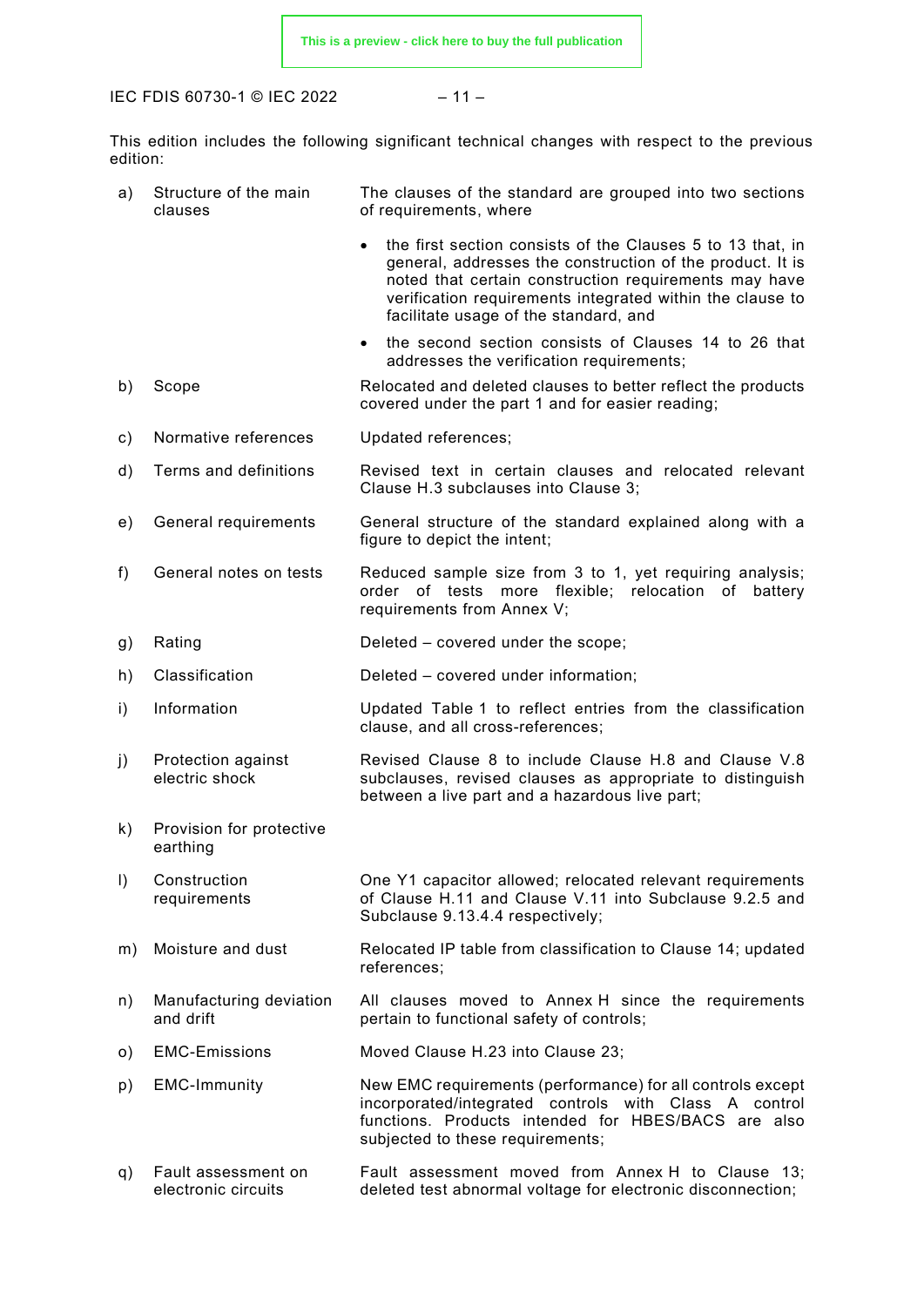This edition includes the following significant technical changes with respect to the previous edition:

a) Structure of the main clauses — The clauses of the standard are grouped into two sections of requirements, where

- the first section consists of the Clauses 5 to 13 that, in general, addresses the construction of the product. It is noted that certain construction requirements may have verification requirements integrated within the clause to facilitate usage of the standard, and
- the second section consists of Clauses 14 to 26 that addresses the verification requirements;

b) Scope — Relocated and deleted clauses to better reflect the products covered under the part 1 and for easier reading;

c) Normative references — Updated references;

d) Terms and definitions — Revised text in certain clauses and relocated relevant Clause H.3 subclauses into Clause 3;

e) General requirements — General structure of the standard explained along with a figure to depict the intent;

f) General notes on tests — Reduced sample size from 3 to 1, yet requiring analysis; order of tests more flexible; relocation of battery requirements from Annex V;

g) Rating — Deleted – covered under the scope;

h) Classification — Deleted – covered under information;

i) Information — Updated Table 1 to reflect entries from the classification clause, and all cross-references;

j) Protection against electric shock — Revised Clause 8 to include Clause H.8 and Clause V.8 subclauses, revised clauses as appropriate to distinguish between a live part and a hazardous live part;

k) Provision for protective earthing

l) Construction requirements — One Y1 capacitor allowed; relocated relevant requirements of Clause H.11 and Clause V.11 into Subclause 9.2.5 and Subclause 9.13.4.4 respectively;

m) Moisture and dust — Relocated IP table from classification to Clause 14; updated references;

n) Manufacturing deviation and drift — All clauses moved to Annex H since the requirements pertain to functional safety of controls;

o) EMC-Emissions — Moved Clause H.23 into Clause 23;

p) EMC-Immunity — New EMC requirements (performance) for all controls except incorporated/integrated controls with Class A control functions. Products intended for HBES/BACS are also subjected to these requirements;

q) Fault assessment on electronic circuits — Fault assessment moved from Annex H to Clause 13; deleted test abnormal voltage for electronic disconnection;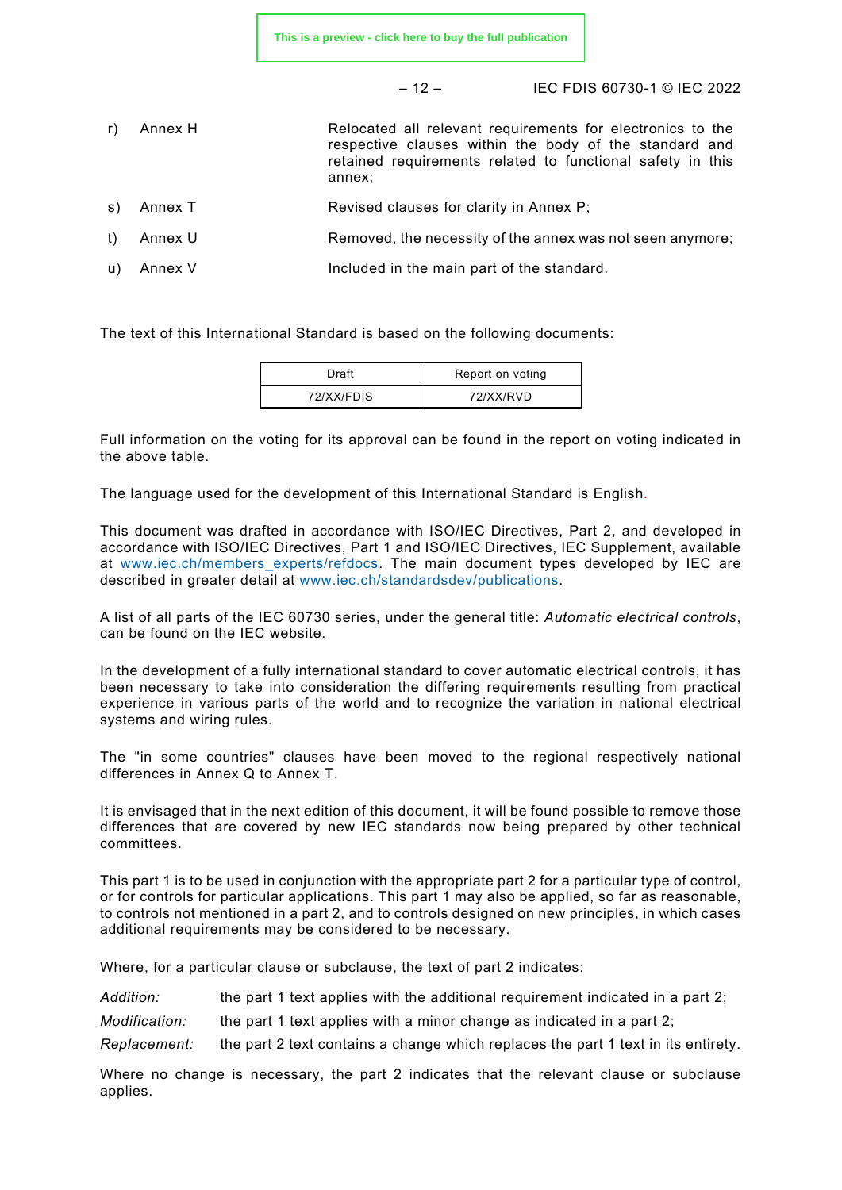r) Annex H — Relocated all relevant requirements for electronics to the respective clauses within the body of the standard and retained requirements related to functional safety in this annex;

s) Annex T — Revised clauses for clarity in Annex P;

t) Annex U — Removed, the necessity of the annex was not seen anymore;

u) Annex V — Included in the main part of the standard.

The text of this International Standard is based on the following documents:

| Draft | Report on voting |
| --- | --- |
| 72/XX/FDIS | 72/XX/RVD |

Full information on the voting for its approval can be found in the report on voting indicated in the above table.

The language used for the development of this International Standard is English.

This document was drafted in accordance with ISO/IEC Directives, Part 2, and developed in accordance with ISO/IEC Directives, Part 1 and ISO/IEC Directives, IEC Supplement, available at www.iec.ch/members_experts/refdocs. The main document types developed by IEC are described in greater detail at www.iec.ch/standardsdev/publications.

A list of all parts of the IEC 60730 series, under the general title: *Automatic electrical controls*, can be found on the IEC website.

In the development of a fully international standard to cover automatic electrical controls, it has been necessary to take into consideration the differing requirements resulting from practical experience in various parts of the world and to recognize the variation in national electrical systems and wiring rules.

The "in some countries" clauses have been moved to the regional respectively national differences in Annex Q to Annex T.

It is envisaged that in the next edition of this document, it will be found possible to remove those differences that are covered by new IEC standards now being prepared by other technical committees.

This part 1 is to be used in conjunction with the appropriate part 2 for a particular type of control, or for controls for particular applications. This part 1 may also be applied, so far as reasonable, to controls not mentioned in a part 2, and to controls designed on new principles, in which cases additional requirements may be considered to be necessary.

Where, for a particular clause or subclause, the text of part 2 indicates:

*Addition:* the part 1 text applies with the additional requirement indicated in a part 2;

*Modification:* the part 1 text applies with a minor change as indicated in a part 2;

*Replacement:* the part 2 text contains a change which replaces the part 1 text in its entirety.

Where no change is necessary, the part 2 indicates that the relevant clause or subclause applies.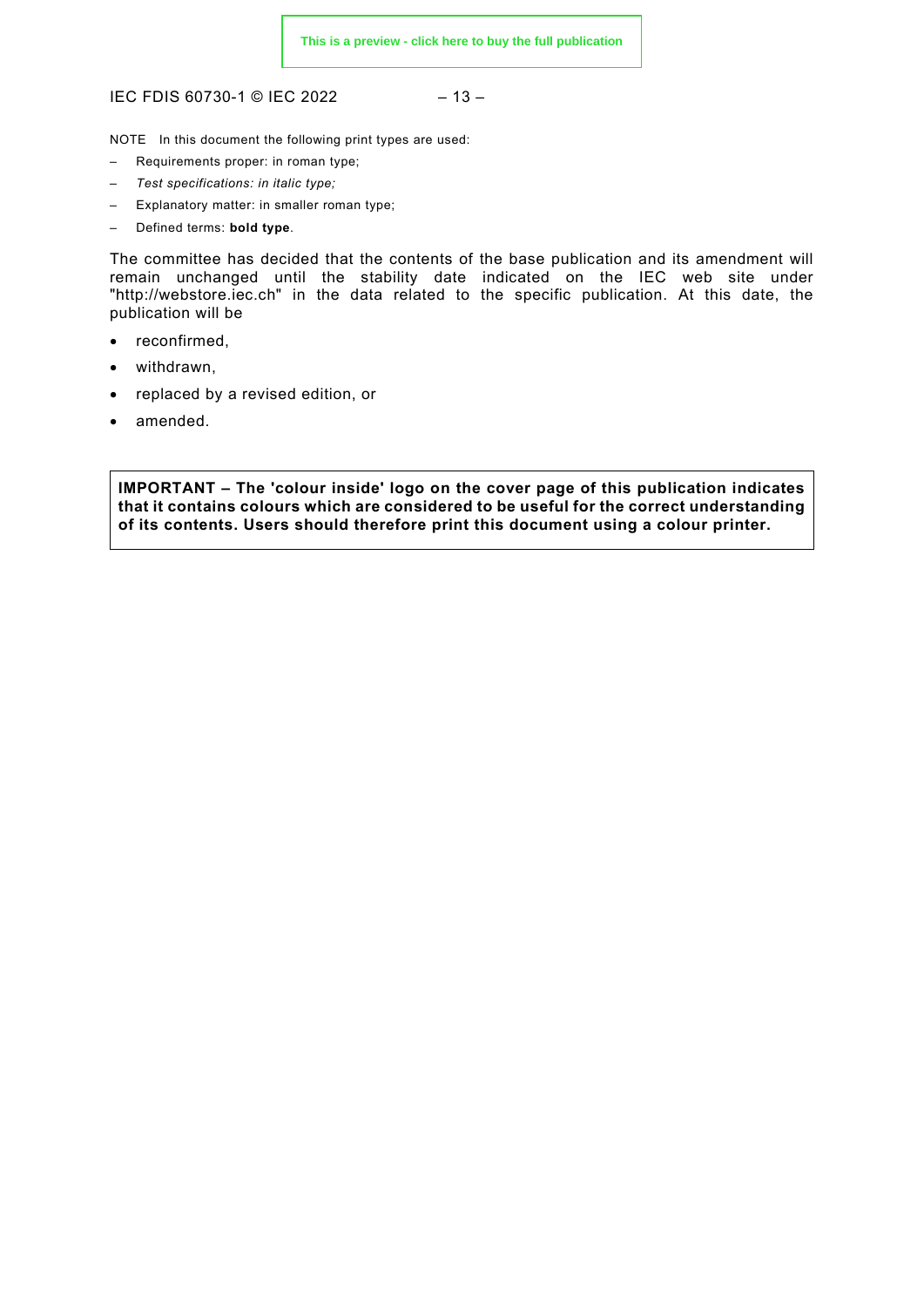NOTE In this document the following print types are used:

– Requirements proper: in roman type;
– *Test specifications: in italic type;*
– Explanatory matter: in smaller roman type;
– Defined terms: **bold type**.

The committee has decided that the contents of the base publication and its amendment will remain unchanged until the stability date indicated on the IEC web site under "http://webstore.iec.ch" in the data related to the specific publication. At this date, the publication will be

- reconfirmed,
- withdrawn,
- replaced by a revised edition, or
- amended.

**IMPORTANT – The 'colour inside' logo on the cover page of this publication indicates that it contains colours which are considered to be useful for the correct understanding of its contents. Users should therefore print this document using a colour printer.**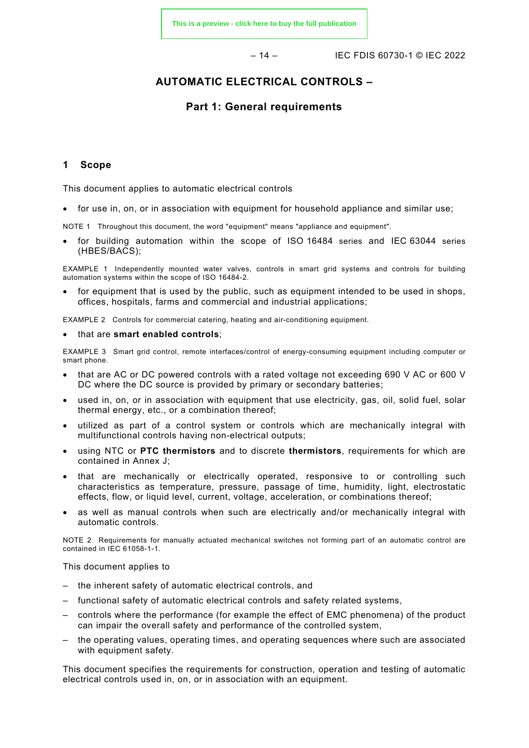# AUTOMATIC ELECTRICAL CONTROLS –

## Part 1: General requirements

### 1 Scope

This document applies to automatic electrical controls

- for use in, on, or in association with equipment for household appliance and similar use;

NOTE 1 Throughout this document, the word "equipment" means "appliance and equipment".

- for building automation within the scope of ISO 16484 series and IEC 63044 series (HBES/BACS);

EXAMPLE 1 Independently mounted water valves, controls in smart grid systems and controls for building automation systems within the scope of ISO 16484-2.

- for equipment that is used by the public, such as equipment intended to be used in shops, offices, hospitals, farms and commercial and industrial applications;

EXAMPLE 2 Controls for commercial catering, heating and air-conditioning equipment.

- that are **smart enabled controls**;

EXAMPLE 3 Smart grid control, remote interfaces/control of energy-consuming equipment including computer or smart phone.

- that are AC or DC powered controls with a rated voltage not exceeding 690 V AC or 600 V DC where the DC source is provided by primary or secondary batteries;
- used in, on, or in association with equipment that use electricity, gas, oil, solid fuel, solar thermal energy, etc., or a combination thereof;
- utilized as part of a control system or controls which are mechanically integral with multifunctional controls having non-electrical outputs;
- using NTC or **PTC thermistors** and to discrete **thermistors**, requirements for which are contained in Annex J;
- that are mechanically or electrically operated, responsive to or controlling such characteristics as temperature, pressure, passage of time, humidity, light, electrostatic effects, flow, or liquid level, current, voltage, acceleration, or combinations thereof;
- as well as manual controls when such are electrically and/or mechanically integral with automatic controls.

NOTE 2 Requirements for manually actuated mechanical switches not forming part of an automatic control are contained in IEC 61058-1-1.

This document applies to

- the inherent safety of automatic electrical controls, and
- functional safety of automatic electrical controls and safety related systems,
- controls where the performance (for example the effect of EMC phenomena) of the product can impair the overall safety and performance of the controlled system,
- the operating values, operating times, and operating sequences where such are associated with equipment safety.

This document specifies the requirements for construction, operation and testing of automatic electrical controls used in, on, or in association with an equipment.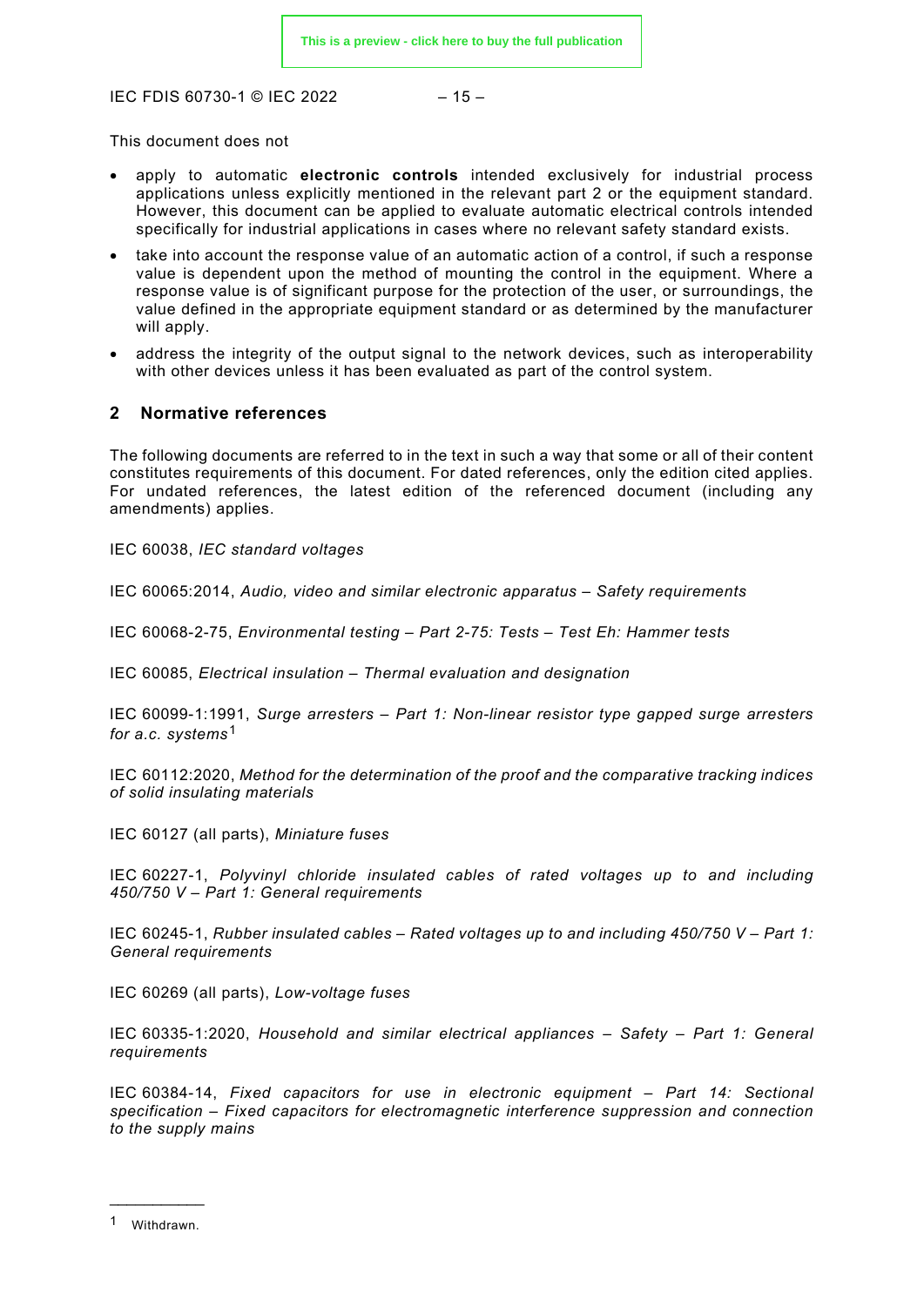This document does not

- apply to automatic **electronic controls** intended exclusively for industrial process applications unless explicitly mentioned in the relevant part 2 or the equipment standard. However, this document can be applied to evaluate automatic electrical controls intended specifically for industrial applications in cases where no relevant safety standard exists.
- take into account the response value of an automatic action of a control, if such a response value is dependent upon the method of mounting the control in the equipment. Where a response value is of significant purpose for the protection of the user, or surroundings, the value defined in the appropriate equipment standard or as determined by the manufacturer will apply.
- address the integrity of the output signal to the network devices, such as interoperability with other devices unless it has been evaluated as part of the control system.

## 2 Normative references

The following documents are referred to in the text in such a way that some or all of their content constitutes requirements of this document. For dated references, only the edition cited applies. For undated references, the latest edition of the referenced document (including any amendments) applies.

IEC 60038, *IEC standard voltages*

IEC 60065:2014, *Audio, video and similar electronic apparatus – Safety requirements*

IEC 60068-2-75, *Environmental testing – Part 2-75: Tests – Test Eh: Hammer tests*

IEC 60085, *Electrical insulation – Thermal evaluation and designation*

IEC 60099-1:1991, *Surge arresters – Part 1: Non-linear resistor type gapped surge arresters for a.c. systems*[1]

IEC 60112:2020, *Method for the determination of the proof and the comparative tracking indices of solid insulating materials*

IEC 60127 (all parts), *Miniature fuses*

IEC 60227-1, *Polyvinyl chloride insulated cables of rated voltages up to and including 450/750 V – Part 1: General requirements*

IEC 60245-1, *Rubber insulated cables – Rated voltages up to and including 450/750 V – Part 1: General requirements*

IEC 60269 (all parts), *Low-voltage fuses*

IEC 60335-1:2020, *Household and similar electrical appliances – Safety – Part 1: General requirements*

IEC 60384-14, *Fixed capacitors for use in electronic equipment – Part 14: Sectional specification – Fixed capacitors for electromagnetic interference suppression and connection to the supply mains*

---

[1] Withdrawn.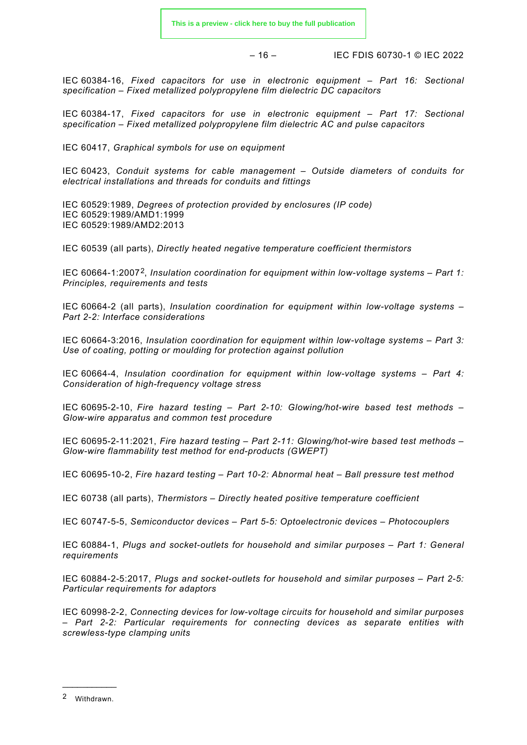IEC 60384-16, *Fixed capacitors for use in electronic equipment – Part 16: Sectional specification – Fixed metallized polypropylene film dielectric DC capacitors*

IEC 60384-17, *Fixed capacitors for use in electronic equipment – Part 17: Sectional specification – Fixed metallized polypropylene film dielectric AC and pulse capacitors*

IEC 60417, *Graphical symbols for use on equipment*

IEC 60423, *Conduit systems for cable management – Outside diameters of conduits for electrical installations and threads for conduits and fittings*

IEC 60529:1989, *Degrees of protection provided by enclosures (IP code)*
IEC 60529:1989/AMD1:1999
IEC 60529:1989/AMD2:2013

IEC 60539 (all parts), *Directly heated negative temperature coefficient thermistors*

IEC 60664-1:2007[2], *Insulation coordination for equipment within low-voltage systems – Part 1: Principles, requirements and tests*

IEC 60664-2 (all parts), *Insulation coordination for equipment within low-voltage systems – Part 2-2: Interface considerations*

IEC 60664-3:2016, *Insulation coordination for equipment within low-voltage systems – Part 3: Use of coating, potting or moulding for protection against pollution*

IEC 60664-4, *Insulation coordination for equipment within low-voltage systems – Part 4: Consideration of high-frequency voltage stress*

IEC 60695-2-10, *Fire hazard testing – Part 2-10: Glowing/hot-wire based test methods – Glow-wire apparatus and common test procedure*

IEC 60695-2-11:2021, *Fire hazard testing – Part 2-11: Glowing/hot-wire based test methods – Glow-wire flammability test method for end-products (GWEPT)*

IEC 60695-10-2, *Fire hazard testing – Part 10-2: Abnormal heat – Ball pressure test method*

IEC 60738 (all parts), *Thermistors – Directly heated positive temperature coefficient*

IEC 60747-5-5, *Semiconductor devices – Part 5-5: Optoelectronic devices – Photocouplers*

IEC 60884-1, *Plugs and socket-outlets for household and similar purposes – Part 1: General requirements*

IEC 60884-2-5:2017, *Plugs and socket-outlets for household and similar purposes – Part 2-5: Particular requirements for adaptors*

IEC 60998-2-2, *Connecting devices for low-voltage circuits for household and similar purposes – Part 2-2: Particular requirements for connecting devices as separate entities with screwless-type clamping units*

---

[2] Withdrawn.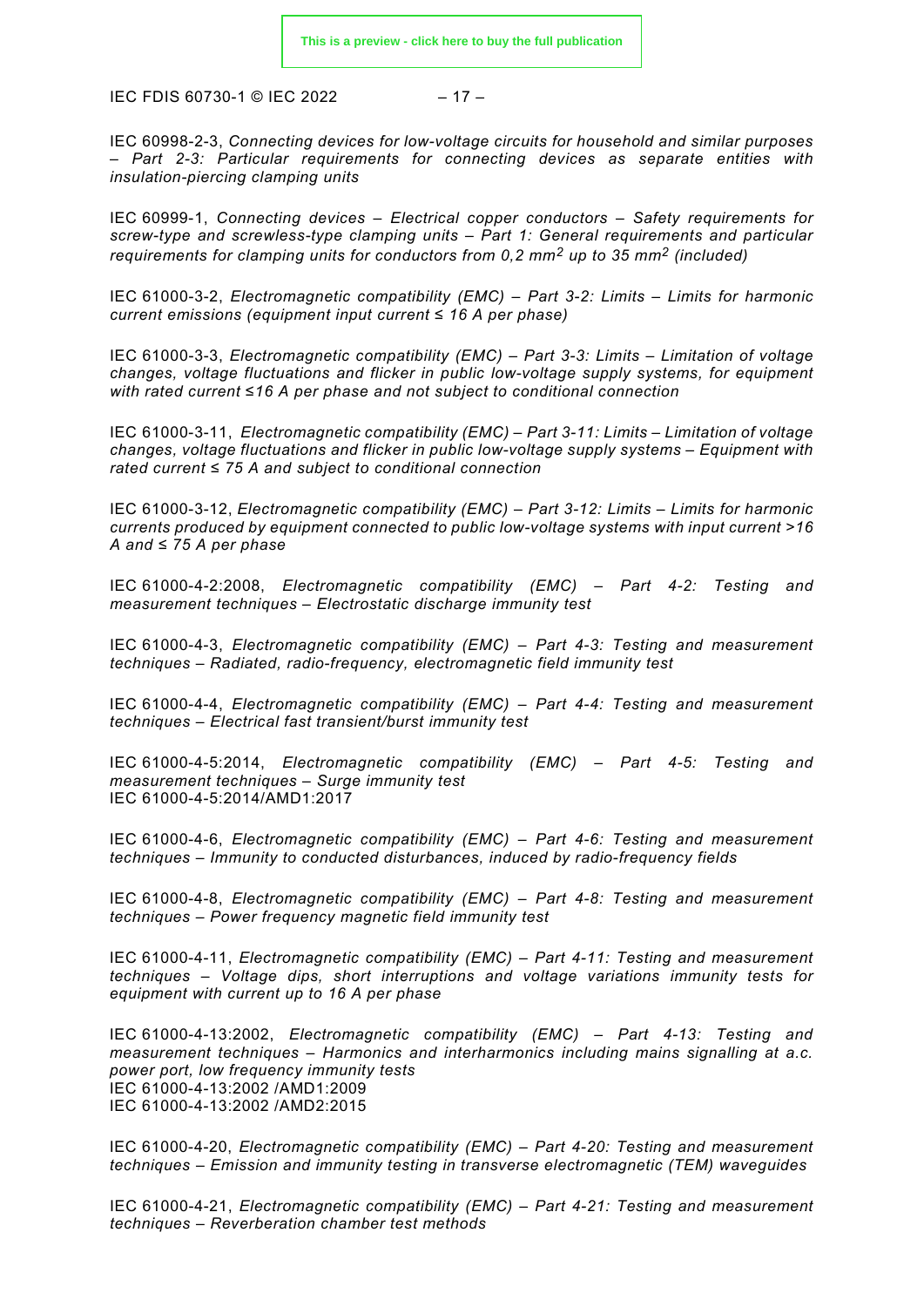IEC 60998-2-3, *Connecting devices for low-voltage circuits for household and similar purposes – Part 2-3: Particular requirements for connecting devices as separate entities with insulation-piercing clamping units*

IEC 60999-1, *Connecting devices – Electrical copper conductors – Safety requirements for screw-type and screwless-type clamping units – Part 1: General requirements and particular requirements for clamping units for conductors from 0,2 mm² up to 35 mm² (included)*

IEC 61000-3-2, *Electromagnetic compatibility (EMC) – Part 3-2: Limits – Limits for harmonic current emissions (equipment input current ≤ 16 A per phase)*

IEC 61000-3-3, *Electromagnetic compatibility (EMC) – Part 3-3: Limits – Limitation of voltage changes, voltage fluctuations and flicker in public low-voltage supply systems, for equipment with rated current ≤16 A per phase and not subject to conditional connection*

IEC 61000-3-11, *Electromagnetic compatibility (EMC) – Part 3-11: Limits – Limitation of voltage changes, voltage fluctuations and flicker in public low-voltage supply systems – Equipment with rated current ≤ 75 A and subject to conditional connection*

IEC 61000-3-12, *Electromagnetic compatibility (EMC) – Part 3-12: Limits – Limits for harmonic currents produced by equipment connected to public low-voltage systems with input current >16 A and ≤ 75 A per phase*

IEC 61000-4-2:2008, *Electromagnetic compatibility (EMC) – Part 4-2: Testing and measurement techniques – Electrostatic discharge immunity test*

IEC 61000-4-3, *Electromagnetic compatibility (EMC) – Part 4-3: Testing and measurement techniques – Radiated, radio-frequency, electromagnetic field immunity test*

IEC 61000-4-4, *Electromagnetic compatibility (EMC) – Part 4-4: Testing and measurement techniques – Electrical fast transient/burst immunity test*

IEC 61000-4-5:2014, *Electromagnetic compatibility (EMC) – Part 4-5: Testing and measurement techniques – Surge immunity test*
IEC 61000-4-5:2014/AMD1:2017

IEC 61000-4-6, *Electromagnetic compatibility (EMC) – Part 4-6: Testing and measurement techniques – Immunity to conducted disturbances, induced by radio-frequency fields*

IEC 61000-4-8, *Electromagnetic compatibility (EMC) – Part 4-8: Testing and measurement techniques – Power frequency magnetic field immunity test*

IEC 61000-4-11, *Electromagnetic compatibility (EMC) – Part 4-11: Testing and measurement techniques – Voltage dips, short interruptions and voltage variations immunity tests for equipment with current up to 16 A per phase*

IEC 61000-4-13:2002, *Electromagnetic compatibility (EMC) – Part 4-13: Testing and measurement techniques – Harmonics and interharmonics including mains signalling at a.c. power port, low frequency immunity tests*
IEC 61000-4-13:2002 /AMD1:2009
IEC 61000-4-13:2002 /AMD2:2015

IEC 61000-4-20, *Electromagnetic compatibility (EMC) – Part 4-20: Testing and measurement techniques – Emission and immunity testing in transverse electromagnetic (TEM) waveguides*

IEC 61000-4-21, *Electromagnetic compatibility (EMC) – Part 4-21: Testing and measurement techniques – Reverberation chamber test methods*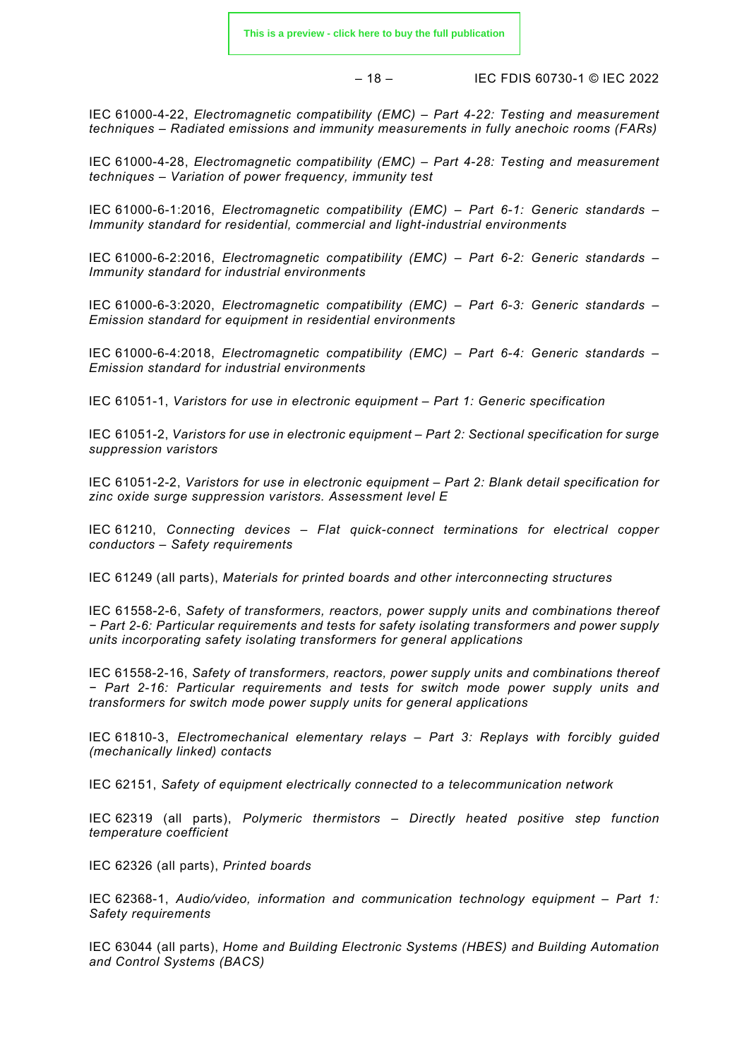IEC 61000-4-22, *Electromagnetic compatibility (EMC) – Part 4-22: Testing and measurement techniques – Radiated emissions and immunity measurements in fully anechoic rooms (FARs)*

IEC 61000-4-28, *Electromagnetic compatibility (EMC) – Part 4-28: Testing and measurement techniques – Variation of power frequency, immunity test*

IEC 61000-6-1:2016, *Electromagnetic compatibility (EMC) – Part 6-1: Generic standards – Immunity standard for residential, commercial and light-industrial environments*

IEC 61000-6-2:2016, *Electromagnetic compatibility (EMC) – Part 6-2: Generic standards – Immunity standard for industrial environments*

IEC 61000-6-3:2020, *Electromagnetic compatibility (EMC) – Part 6-3: Generic standards – Emission standard for equipment in residential environments*

IEC 61000-6-4:2018, *Electromagnetic compatibility (EMC) – Part 6-4: Generic standards – Emission standard for industrial environments*

IEC 61051-1, *Varistors for use in electronic equipment – Part 1: Generic specification*

IEC 61051-2, *Varistors for use in electronic equipment – Part 2: Sectional specification for surge suppression varistors*

IEC 61051-2-2, *Varistors for use in electronic equipment – Part 2: Blank detail specification for zinc oxide surge suppression varistors. Assessment level E*

IEC 61210, *Connecting devices – Flat quick-connect terminations for electrical copper conductors – Safety requirements*

IEC 61249 (all parts), *Materials for printed boards and other interconnecting structures*

IEC 61558-2-6, *Safety of transformers, reactors, power supply units and combinations thereof − Part 2-6: Particular requirements and tests for safety isolating transformers and power supply units incorporating safety isolating transformers for general applications*

IEC 61558-2-16, *Safety of transformers, reactors, power supply units and combinations thereof − Part 2-16: Particular requirements and tests for switch mode power supply units and transformers for switch mode power supply units for general applications*

IEC 61810-3, *Electromechanical elementary relays – Part 3: Replays with forcibly guided (mechanically linked) contacts*

IEC 62151, *Safety of equipment electrically connected to a telecommunication network*

IEC 62319 (all parts), *Polymeric thermistors – Directly heated positive step function temperature coefficient*

IEC 62326 (all parts), *Printed boards*

IEC 62368-1, *Audio/video, information and communication technology equipment – Part 1: Safety requirements*

IEC 63044 (all parts), *Home and Building Electronic Systems (HBES) and Building Automation and Control Systems (BACS)*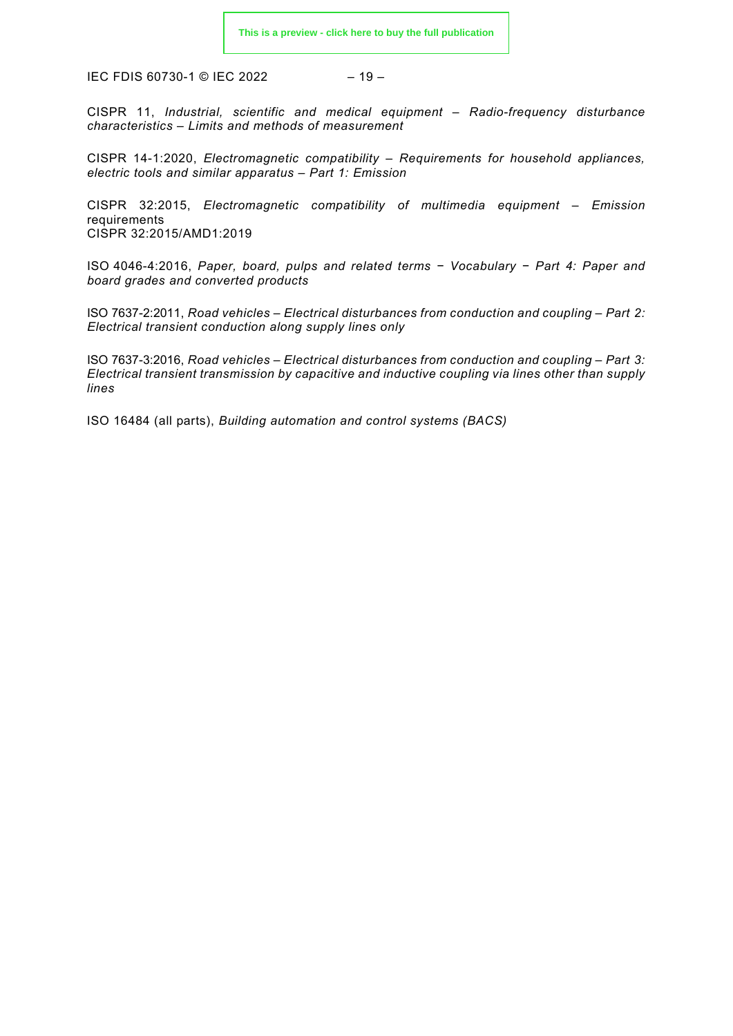CISPR 11, *Industrial, scientific and medical equipment – Radio-frequency disturbance characteristics – Limits and methods of measurement*

CISPR 14-1:2020, *Electromagnetic compatibility – Requirements for household appliances, electric tools and similar apparatus – Part 1: Emission*

CISPR 32:2015, *Electromagnetic compatibility of multimedia equipment – Emission* requirements
CISPR 32:2015/AMD1:2019

ISO 4046-4:2016, *Paper, board, pulps and related terms − Vocabulary − Part 4: Paper and board grades and converted products*

ISO 7637-2:2011, *Road vehicles – Electrical disturbances from conduction and coupling – Part 2: Electrical transient conduction along supply lines only*

ISO 7637-3:2016, *Road vehicles – Electrical disturbances from conduction and coupling – Part 3: Electrical transient transmission by capacitive and inductive coupling via lines other than supply lines*

ISO 16484 (all parts), *Building automation and control systems (BACS)*